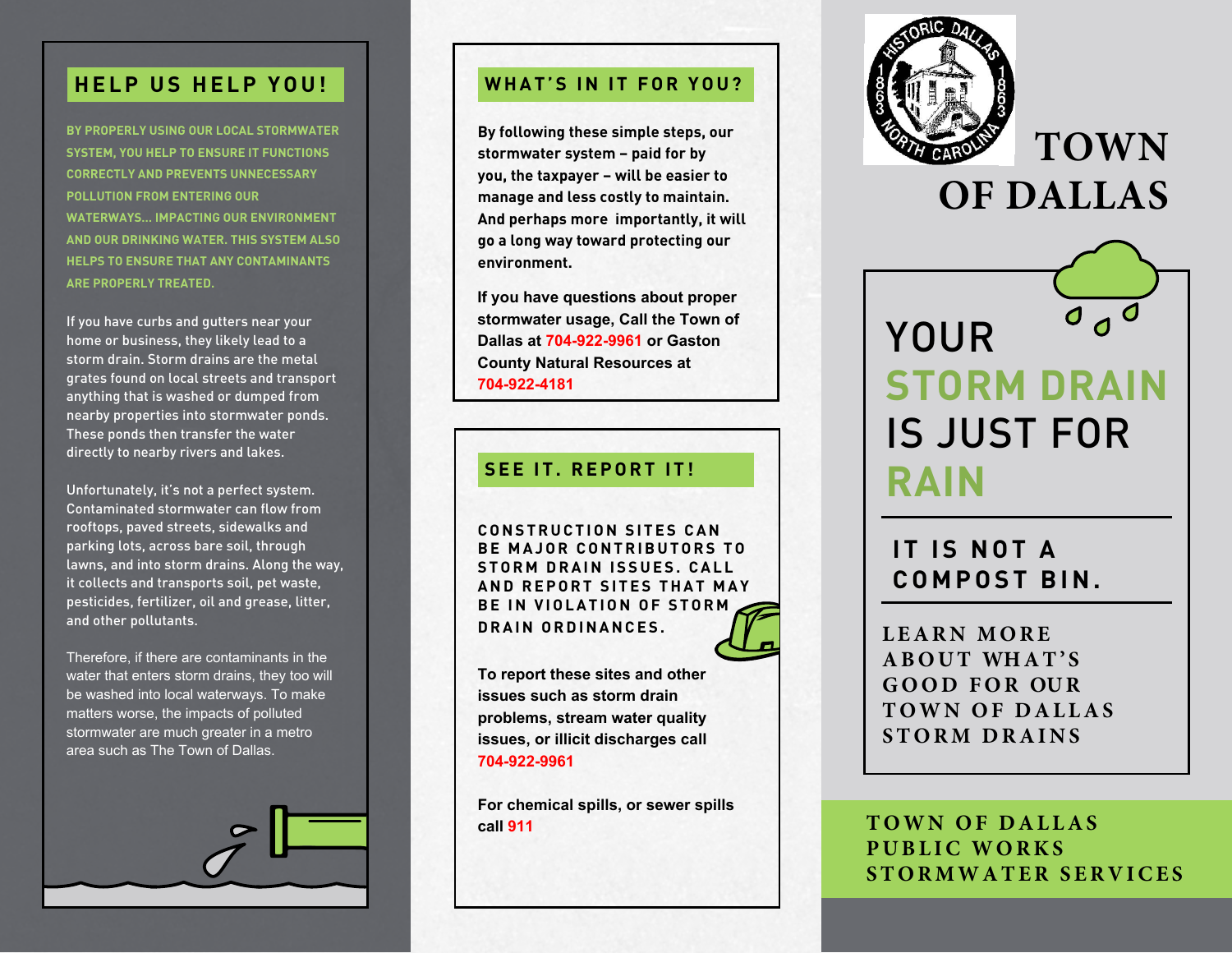## HELP US HELP YOU!

**BY PROPERLY USING OUR LOCAL STORMWATER SYSTEM, YOU HELP TO ENSURE IT FUNCTIONS CORRECTLY AND PREVENTS UNNECESSARY POLLUTION FROM ENTERING OUR WATERWAYS... IMPACTING OUR ENVIRONMENT AND OUR DRINKING WATER. THIS SYSTEM ALSO HELPS TO ENSURE THAT ANY CONTAMINANTS ARE PROPERLY TREATED.**

If you have curbs and gutters near your home or business, they likely lead to a storm drain. Storm drains are the metal grates found on local streets and transport anything that is washed or dumped from nearby properties into stormwater ponds. These ponds then transfer the water directly to nearby rivers and lakes.

Unfortunately, it's not a perfect system. Contaminated stormwater can flow from rooftops, paved streets, sidewalks and parking lots, across bare soil, through lawns, and into storm drains. Along the way, it collects and transports soil, pet waste, pesticides, fertilizer, oil and grease, litter, and other pollutants.

Therefore, if there are contaminants in the water that enters storm drains, they too will be washed into local waterways. To make matters worse, the impacts of polluted stormwater are much greater in a metro area such as The Town of Dallas.

## WHAT'S IN IT FOR YOU?

**By following these simple steps, our stormwater system – paid for by you, the taxpayer – will be easier to manage and less costly to maintain. And perhaps more importantly, it will go a long way toward protecting our environment.**

**If you have questions about proper stormwater usage, Call the Town of Dallas at 704-922-9961 or Gaston County Natural Resources at 704-922-4181**

## SEE IT. REPORT IT!

**CONSTRUCTION SITES CAN BE MAJOR CONTRIBUTORS TO STORM DRAIN ISSUES. CALL AND REPORT SITES THAT MAY BE IN VIOLATION OF STORM DRAIN ORDINANCES.**

**To report these sites and other issues such as storm drain problems, stream water quality issues, or illicit discharges call 704-922-9961**

**For chemical spills, or sewer spills call 911**

HISTORIC DALLAS 1863 NORTH CAROLINA 1863

# TOWN OF DALLAS

# YOUR STORM DRAIN IS JUST FOR RAIN

## IT IS NOT A COMPOST BIN.

LEARN MORE ABOUT WHAT'S GOOD FOR OUR TOWN OF DALLAS STORM DRAINS

**TOWN OF DALLAS PUBLIC WORKS STORMWATER SERVICES**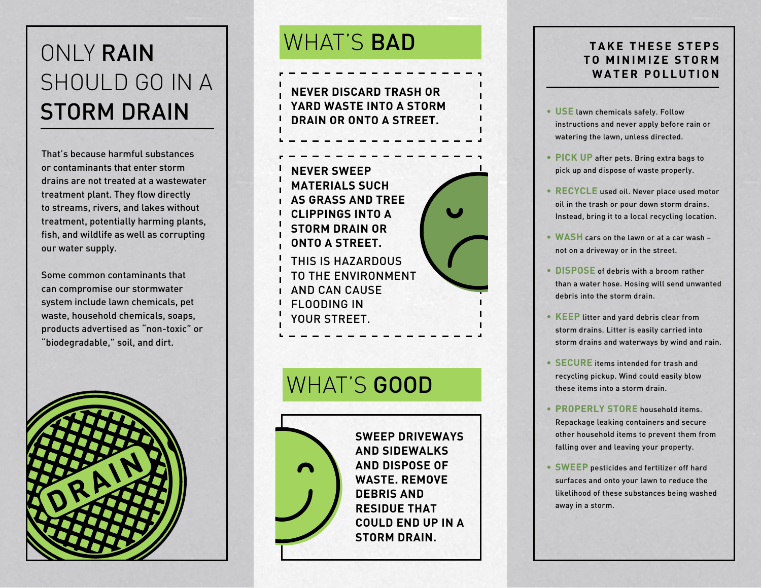# ONLY **RAIN** SHOULD GO IN A **STORM DRAIN**

That's because harmful substances or contaminants that enter storm drains are not treated at a wastewater treatment plant. They flow directly to streams, rivers, and lakes without treatment, potentially harming plants, fish, and wildlife as well as corrupting our water supply.

Some common contaminants that can compromise our stormwater system include lawn chemicals, pet waste, household chemicals, soaps, products advertised as "non-toxic" or "biodegradable," soil, and dirt.

DRAIN

## WHAT'S **BAD**

**NEVER DISCARD TRASH OR YARD WASTE INTO A STORM DRAIN OR ONTO A STREET.**

**NEVER SWEEP MATERIALS SUCH AS GRASS AND TREE CLIPPINGS INTO A STORM DRAIN OR ONTO A STREET.**

THIS IS HAZARDOUS TO THE ENVIRONMENT AND CAN CAUSE FLOODING IN YOUR STREET.

## WHAT'S **GOOD**

**SWEEP DRIVEWAYS AND SIDEWALKS AND DISPOSE OF WASTE. REMOVE DEBRIS AND RESIDUE THAT COULD END UP IN A STORM DRAIN.**

## TAKE THESE STEPS TO MINIMIZE STORM WATER POLLUTION

- **USE** lawn chemicals safely. Follow instructions and never apply before rain or watering the lawn, unless directed.
- **PICK UP** after pets. Bring extra bags to pick up and dispose of waste properly.
- **RECYCLE** used oil. Never place used motor oil in the trash or pour down storm drains. Instead, bring it to a local recycling location.
- **WASH** cars on the lawn or at a car wash – not on a driveway or in the street.
- **DISPOSE** of debris with a broom rather than a water hose. Hosing will send unwanted debris into the storm drain.
- **KEEP** litter and yard debris clear from storm drains. Litter is easily carried into storm drains and waterways by wind and rain.
- **SECURE** items intended for trash and recycling pickup. Wind could easily blow these items into a storm drain.
- **PROPERLY STORE** household items. Repackage leaking containers and secure other household items to prevent them from falling over and leaving your property.
- **SWEEP** pesticides and fertilizer off hard surfaces and onto your lawn to reduce the likelihood of these substances being washed away in a storm.